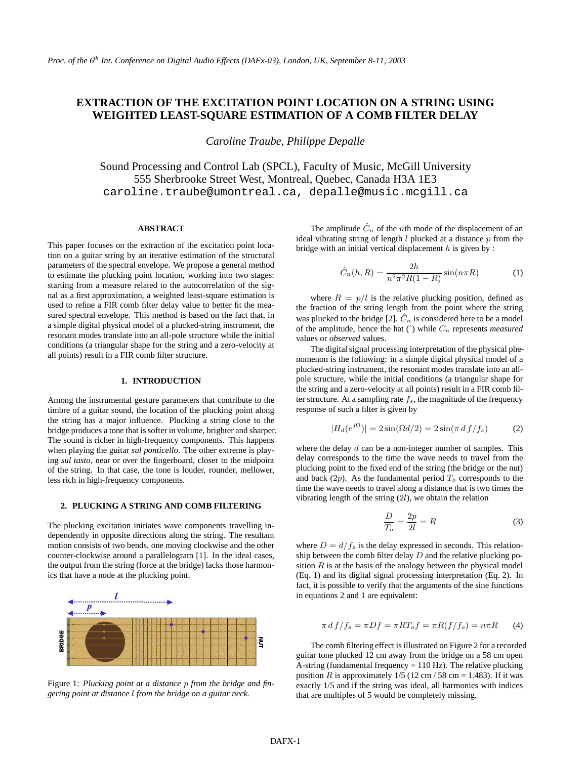# EXTRACTION OF THE EXCITATION POINT LOCATION ON A STRING USING WEIGHTED LEAST-SQUARE ESTIMATION OF A COMB FILTER DELAY

*Caroline Traube, Philippe Depalle*

Sound Processing and Control Lab (SPCL), Faculty of Music, McGill University
555 Sherbrooke Street West, Montreal, Quebec, Canada H3A 1E3
caroline.traube@umontreal.ca, depalle@music.mcgill.ca

## ABSTRACT

This paper focuses on the extraction of the excitation point location on a guitar string by an iterative estimation of the structural parameters of the spectral envelope. We propose a general method to estimate the plucking point location, working into two stages: starting from a measure related to the autocorrelation of the signal as a first approximation, a weighted least-square estimation is used to refine a FIR comb filter delay value to better fit the measured spectral envelope. This method is based on the fact that, in a simple digital physical model of a plucked-string instrument, the resonant modes translate into an all-pole structure while the initial conditions (a triangular shape for the string and a zero-velocity at all points) result in a FIR comb filter structure.

## 1. INTRODUCTION

Among the instrumental gesture parameters that contribute to the timbre of a guitar sound, the location of the plucking point along the string has a major influence. Plucking a string close to the bridge produces a tone that is softer in volume, brighter and sharper. The sound is richer in high-frequency components. This happens when playing the guitar *sul ponticello*. The other extreme is playing *sul tasto*, near or over the fingerboard, closer to the midpoint of the string. In that case, the tone is louder, rounder, mellower, less rich in high-frequency components.

## 2. PLUCKING A STRING AND COMB FILTERING

The plucking excitation initiates wave components travelling independently in opposite directions along the string. The resultant motion consists of two bends, one moving clockwise and the other counter-clockwise around a parallelogram [1]. In the ideal cases, the output from the string (force at the bridge) lacks those harmonics that have a node at the plucking point.

Figure 1: *Plucking point at a distance $p$ from the bridge and fingering point at distance $l$ from the bridge on a guitar neck.*

The amplitude $\hat{C}_n$ of the $n$th mode of the displacement of an ideal vibrating string of length $l$ plucked at a distance $p$ from the bridge with an initial vertical displacement $h$ is given by :

$$\hat{C}_n(h, R) = \frac{2h}{n^2\pi^2 R(1-R)} \sin(n\pi R) \qquad (1)$$

where $R = p/l$ is the relative plucking position, defined as the fraction of the string length from the point where the string was plucked to the bridge [2]. $\hat{C}_n$ is considered here to be a model of the amplitude, hence the hat (ˆ) while $C_n$ represents *measured* values or *observed* values.

The digital signal processing interpretation of the physical phenomenon is the following: in a simple digital physical model of a plucked-string instrument, the resonant modes translate into an all-pole structure, while the initial conditions (a triangular shape for the string and a zero-velocity at all points) result in a FIR comb filter structure. At a sampling rate $f_s$, the magnitude of the frequency response of such a filter is given by

$$|H_d(e^{j\Omega})| = 2\sin(\Omega d/2) = 2\sin(\pi\, d\, f/f_s) \qquad (2)$$

where the delay $d$ can be a non-integer number of samples. This delay corresponds to the time the wave needs to travel from the plucking point to the fixed end of the string (the bridge or the nut) and back ($2p$). As the fundamental period $T_o$ corresponds to the time the wave needs to travel along a distance that is two times the vibrating length of the string ($2l$), we obtain the relation

$$\frac{D}{T_o} = \frac{2p}{2l} = R \qquad (3)$$

where $D = d/f_s$ is the delay expressed in seconds. This relationship between the comb filter delay $D$ and the relative plucking position $R$ is at the basis of the analogy between the physical model (Eq. 1) and its digital signal processing interpretation (Eq. 2). In fact, it is possible to verify that the arguments of the sine functions in equations 2 and 1 are equivalent:

$$\pi\, d\, f/f_s = \pi D f = \pi R T_o f = \pi R(f/f_o) = n\pi R \qquad (4)$$

The comb filtering effect is illustrated on Figure 2 for a recorded guitar tone plucked 12 cm away from the bridge on a 58 cm open A-string (fundamental frequency = 110 Hz). The relative plucking position $R$ is approximately 1/5 (12 cm / 58 cm = 1.483). If it was exactly 1/5 and if the string was ideal, all harmonics with indices that are multiples of 5 would be completely missing.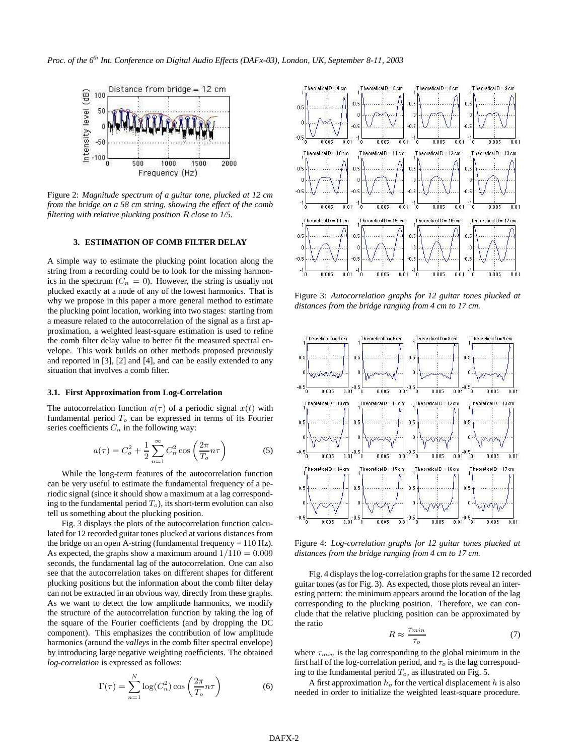Figure 2: *Magnitude spectrum of a guitar tone, plucked at 12 cm from the bridge on a 58 cm string, showing the effect of the comb filtering with relative plucking position $R$ close to 1/5.*

## 3. ESTIMATION OF COMB FILTER DELAY

A simple way to estimate the plucking point location along the string from a recording could be to look for the missing harmonics in the spectrum ($C_n = 0$). However, the string is usually not plucked exactly at a node of any of the lowest harmonics. That is why we propose in this paper a more general method to estimate the plucking point location, working into two stages: starting from a measure related to the autocorrelation of the signal as a first approximation, a weighted least-square estimation is used to refine the comb filter delay value to better fit the measured spectral envelope. This work builds on other methods proposed previously and reported in [3], [2] and [4], and can be easily extended to any situation that involves a comb filter.

### 3.1. First Approximation from Log-Correlation

The autocorrelation function $a(\tau)$ of a periodic signal $x(t)$ with fundamental period $T_o$ can be expressed in terms of its Fourier series coefficients $C_n$ in the following way:

$$a(\tau) = C_o^2 + \frac{1}{2}\sum_{n=1}^{\infty} C_n^2 \cos\left(\frac{2\pi}{T_o} n\tau\right) \tag{5}$$

While the long-term features of the autocorrelation function can be very useful to estimate the fundamental frequency of a periodic signal (since it should show a maximum at a lag corresponding to the fundamental period $T_o$), its short-term evolution can also tell us something about the plucking position.

Fig. 3 displays the plots of the autocorrelation function calculated for 12 recorded guitar tones plucked at various distances from the bridge on an open A-string (fundamental frequency = 110 Hz). As expected, the graphs show a maximum around $1/110 = 0.009$ seconds, the fundamental lag of the autocorrelation. One can also see that the autocorrelation takes on different shapes for different plucking positions but the information about the comb filter delay can not be extracted in an obvious way, directly from these graphs. As we want to detect the low amplitude harmonics, we modify the structure of the autocorrelation function by taking the log of the square of the Fourier coefficients (and by dropping the DC component). This emphasizes the contribution of low amplitude harmonics (around the *valleys* in the comb filter spectral envelope) by introducing large negative weighting coefficients. The obtained *log-correlation* is expressed as follows:

$$\Gamma(\tau) = \sum_{n=1}^{N} \log(C_n^2) \cos\left(\frac{2\pi}{T_o} n\tau\right) \tag{6}$$

Figure 3: *Autocorrelation graphs for 12 guitar tones plucked at distances from the bridge ranging from 4 cm to 17 cm.*

Figure 4: *Log-correlation graphs for 12 guitar tones plucked at distances from the bridge ranging from 4 cm to 17 cm.*

Fig. 4 displays the log-correlation graphs for the same 12 recorded guitar tones (as for Fig. 3). As expected, those plots reveal an interesting pattern: the minimum appears around the location of the lag corresponding to the plucking position. Therefore, we can conclude that the relative plucking position can be approximated by the ratio

$$R \approx \frac{\tau_{min}}{\tau_o} \tag{7}$$

where $\tau_{min}$ is the lag corresponding to the global minimum in the first half of the log-correlation period, and $\tau_o$ is the lag corresponding to the fundamental period $T_o$, as illustrated on Fig. 5.

A first approximation $h_o$ for the vertical displacement $h$ is also needed in order to initialize the weighted least-square procedure.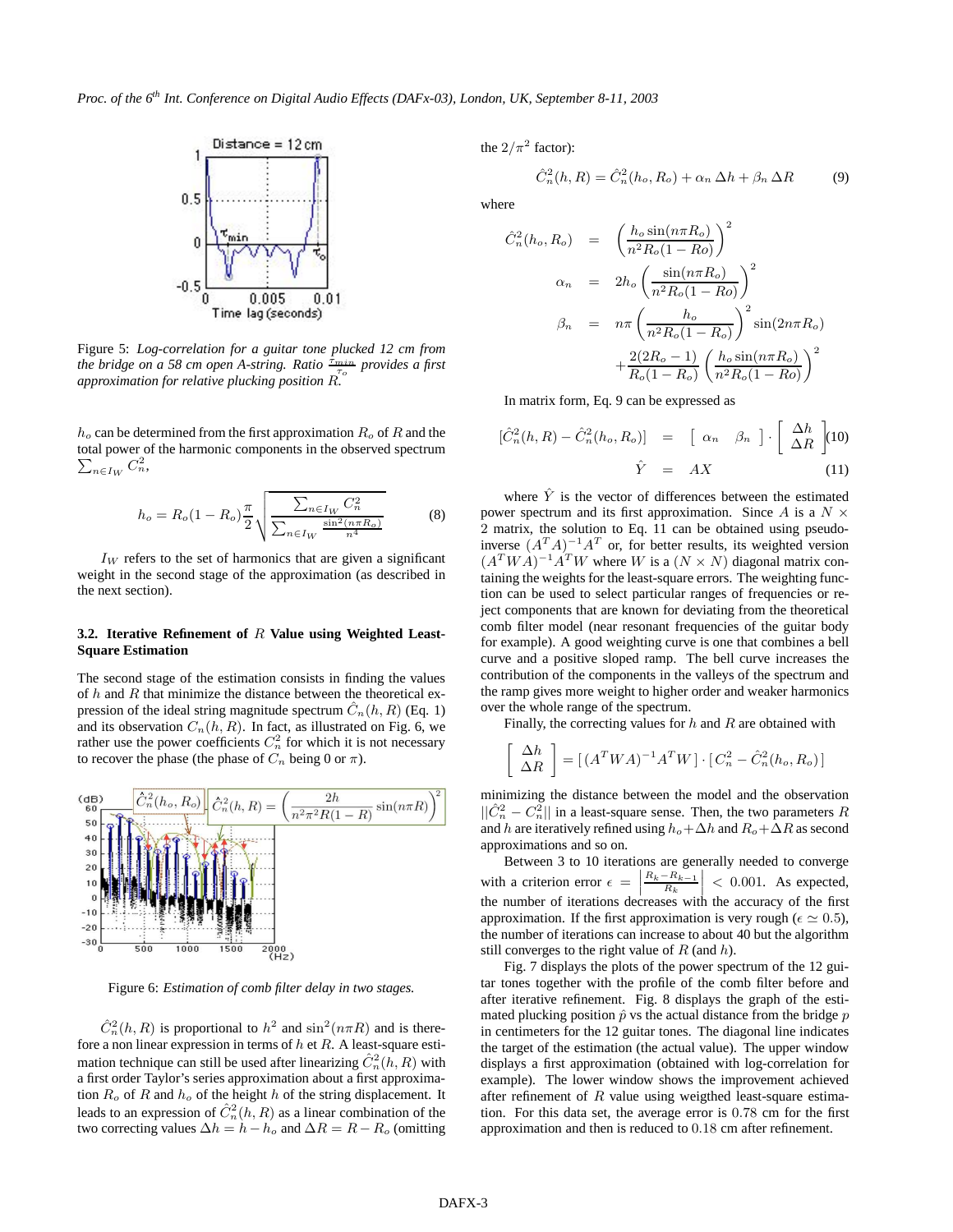Figure 5: *Log-correlation for a guitar tone plucked 12 cm from the bridge on a 58 cm open A-string. Ratio $\frac{\tau_{min}}{\tau_o}$ provides a first approximation for relative plucking position $R$.*

$h_o$ can be determined from the first approximation $R_o$ of $R$ and the total power of the harmonic components in the observed spectrum $\sum_{n \in I_W} C_n^2$,

$$h_o = R_o(1 - R_o)\frac{\pi}{2}\sqrt{\frac{\sum_{n \in I_W} C_n^2}{\sum_{n \in I_W} \frac{\sin^2(n\pi R_o)}{n^4}}} \tag{8}$$

$I_W$ refers to the set of harmonics that are given a significant weight in the second stage of the approximation (as described in the next section).

### 3.2. Iterative Refinement of $R$ Value using Weighted Least-Square Estimation

The second stage of the estimation consists in finding the values of $h$ and $R$ that minimize the distance between the theoretical expression of the ideal string magnitude spectrum $\hat{C}_n(h, R)$ (Eq. 1) and its observation $C_n(h, R)$. In fact, as illustrated on Fig. 6, we rather use the power coefficients $C_n^2$ for which it is not necessary to recover the phase (the phase of $C_n$ being 0 or $\pi$).

Figure 6: *Estimation of comb filter delay in two stages.*

$\hat{C}_n^2(h, R)$ is proportional to $h^2$ and $\sin^2(n\pi R)$ and is therefore a non linear expression in terms of $h$ et $R$. A least-square estimation technique can still be used after linearizing $\hat{C}_n^2(h, R)$ with a first order Taylor's series approximation about a first approximation $R_o$ of $R$ and $h_o$ of the height $h$ of the string displacement. It leads to an expression of $\hat{C}_n^2(h, R)$ as a linear combination of the two correcting values $\Delta h = h - h_o$ and $\Delta R = R - R_o$ (omitting the $2/\pi^2$ factor):

$$\hat{C}_n^2(h, R) = \hat{C}_n^2(h_o, R_o) + \alpha_n \,\Delta h + \beta_n \,\Delta R \tag{9}$$

where

$$\begin{aligned}
\hat{C}_n^2(h_o, R_o) &= \left(\frac{h_o \sin(n\pi R_o)}{n^2 R_o(1 - Ro)}\right)^2 \\
\alpha_n &= 2h_o\left(\frac{\sin(n\pi R_o)}{n^2 R_o(1 - Ro)}\right)^2 \\
\beta_n &= n\pi\left(\frac{h_o}{n^2 R_o(1 - R_o)}\right)^2 \sin(2n\pi R_o) \\
&\quad + \frac{2(2R_o - 1)}{R_o(1 - R_o)}\left(\frac{h_o \sin(n\pi R_o)}{n^2 R_o(1 - Ro)}\right)^2
\end{aligned}$$

In matrix form, Eq. 9 can be expressed as

$$\left[\hat{C}_n^2(h, R) - \hat{C}_n^2(h_o, R_o)\right] = \left[\begin{array}{cc} \alpha_n & \beta_n \end{array}\right] \cdot \left[\begin{array}{c} \Delta h \\ \Delta R \end{array}\right] \tag{10}$$

$$\hat{Y} = AX \tag{11}$$

where $\hat{Y}$ is the vector of differences between the estimated power spectrum and its first approximation. Since $A$ is a $N \times 2$ matrix, the solution to Eq. 11 can be obtained using pseudo-inverse $(A^T A)^{-1} A^T$ or, for better results, its weighted version $(A^T W A)^{-1} A^T W$ where $W$ is a $(N \times N)$ diagonal matrix containing the weights for the least-square errors. The weighting function can be used to select particular ranges of frequencies or reject components that are known for deviating from the theoretical comb filter model (near resonant frequencies of the guitar body for example). A good weighting curve is one that combines a bell curve and a positive sloped ramp. The bell curve increases the contribution of the components in the valleys of the spectrum and the ramp gives more weight to higher order and weaker harmonics over the whole range of the spectrum.

Finally, the correcting values for $h$ and $R$ are obtained with

$$\left[\begin{array}{c} \Delta h \\ \Delta R \end{array}\right] = \left[(A^T W A)^{-1} A^T W\right] \cdot \left[C_n^2 - \hat{C}_n^2(h_o, R_o)\right]$$

minimizing the distance between the model and the observation $||\hat{C}_n^2 - C_n^2||$ in a least-square sense. Then, the two parameters $R$ and $h$ are iteratively refined using $h_o + \Delta h$ and $R_o + \Delta R$ as second approximations and so on.

Between 3 to 10 iterations are generally needed to converge with a criterion error $\epsilon = \left|\frac{R_k - R_{k-1}}{R_k}\right| < 0.001$. As expected, the number of iterations decreases with the accuracy of the first approximation. If the first approximation is very rough ($\epsilon \simeq 0.5$), the number of iterations can increase to about 40 but the algorithm still converges to the right value of $R$ (and $h$).

Fig. 7 displays the plots of the power spectrum of the 12 guitar tones together with the profile of the comb filter before and after iterative refinement. Fig. 8 displays the graph of the estimated plucking position $\hat{p}$ vs the actual distance from the bridge $p$ in centimeters for the 12 guitar tones. The diagonal line indicates the target of the estimation (the actual value). The upper window displays a first approximation (obtained with log-correlation for example). The lower window shows the improvement achieved after refinement of $R$ value using weigthed least-square estimation. For this data set, the average error is 0.78 cm for the first approximation and then is reduced to 0.18 cm after refinement.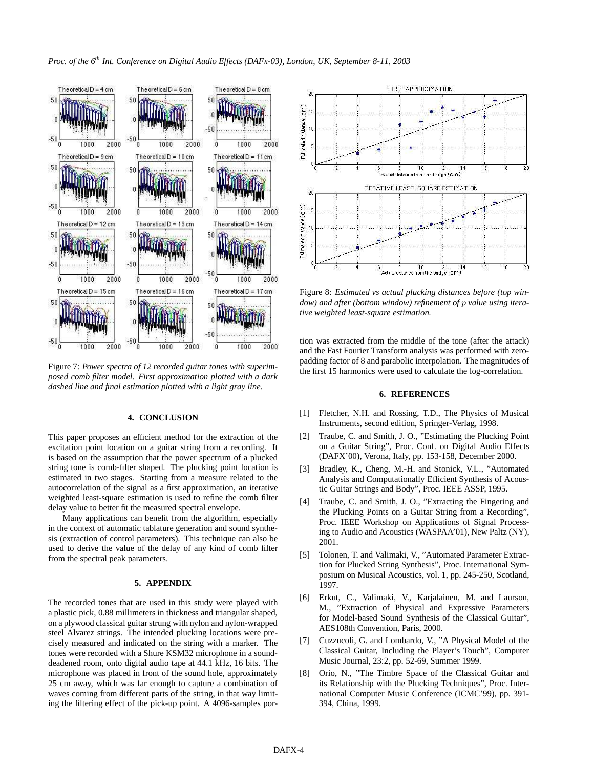Theoretical D = 4 cm
Theoretical D = 6 cm
Theoretical D = 8 cm
Theoretical D = 9 cm
Theoretical D = 10 cm
Theoretical D = 11 cm
Theoretical D = 12 cm
Theoretical D = 13 cm
Theoretical D = 14 cm
Theoretical D = 15 cm
Theoretical D = 16 cm
Theoretical D = 17 cm

Figure 7: *Power spectra of 12 recorded guitar tones with superimposed comb filter model. First approximation plotted with a dark dashed line and final estimation plotted with a light gray line.*

FIRST APPROXIMATION

Estimated distance (cm)

Actual distance from the bridge (cm)

ITERATIVE LEAST-SQUARE ESTIMATION

Estimated distance (cm)

Actual distance from the bridge (cm)

Figure 8: *Estimated vs actual plucking distances before (top window) and after (bottom window) refinement of $p$ value using iterative weighted least-square estimation.*

## 4. CONCLUSION

This paper proposes an efficient method for the extraction of the excitation point location on a guitar string from a recording. It is based on the assumption that the power spectrum of a plucked string tone is comb-filter shaped. The plucking point location is estimated in two stages. Starting from a measure related to the autocorrelation of the signal as a first approximation, an iterative weighted least-square estimation is used to refine the comb filter delay value to better fit the measured spectral envelope.

Many applications can benefit from the algorithm, especially in the context of automatic tablature generation and sound synthesis (extraction of control parameters). This technique can also be used to derive the value of the delay of any kind of comb filter from the spectral peak parameters.

## 5. APPENDIX

The recorded tones that are used in this study were played with a plastic pick, 0.88 millimeters in thickness and triangular shaped, on a plywood classical guitar strung with nylon and nylon-wrapped steel Alvarez strings. The intended plucking locations were precisely measured and indicated on the string with a marker. The tones were recorded with a Shure KSM32 microphone in a sound-deadened room, onto digital audio tape at 44.1 kHz, 16 bits. The microphone was placed in front of the sound hole, approximately 25 cm away, which was far enough to capture a combination of waves coming from different parts of the string, in that way limiting the filtering effect of the pick-up point. A 4096-samples portion was extracted from the middle of the tone (after the attack) and the Fast Fourier Transform analysis was performed with zero-padding factor of 8 and parabolic interpolation. The magnitudes of the first 15 harmonics were used to calculate the log-correlation.

## 6. REFERENCES

[1] Fletcher, N.H. and Rossing, T.D., The Physics of Musical Instruments, second edition, Springer-Verlag, 1998.

[2] Traube, C. and Smith, J. O., "Estimating the Plucking Point on a Guitar String", Proc. Conf. on Digital Audio Effects (DAFX'00), Verona, Italy, pp. 153-158, December 2000.

[3] Bradley, K., Cheng, M.-H. and Stonick, V.L., "Automated Analysis and Computationally Efficient Synthesis of Acoustic Guitar Strings and Body", Proc. IEEE ASSP, 1995.

[4] Traube, C. and Smith, J. O., "Extracting the Fingering and the Plucking Points on a Guitar String from a Recording", Proc. IEEE Workshop on Applications of Signal Processing to Audio and Acoustics (WASPAA'01), New Paltz (NY), 2001.

[5] Tolonen, T. and Valimaki, V., "Automated Parameter Extraction for Plucked String Synthesis", Proc. International Symposium on Musical Acoustics, vol. 1, pp. 245-250, Scotland, 1997.

[6] Erkut, C., Valimaki, V., Karjalainen, M. and Laurson, M., "Extraction of Physical and Expressive Parameters for Model-based Sound Synthesis of the Classical Guitar", AES108th Convention, Paris, 2000.

[7] Cuzzucoli, G. and Lombardo, V., "A Physical Model of the Classical Guitar, Including the Player's Touch", Computer Music Journal, 23:2, pp. 52-69, Summer 1999.

[8] Orio, N., "The Timbre Space of the Classical Guitar and its Relationship with the Plucking Techniques", Proc. International Computer Music Conference (ICMC'99), pp. 391-394, China, 1999.